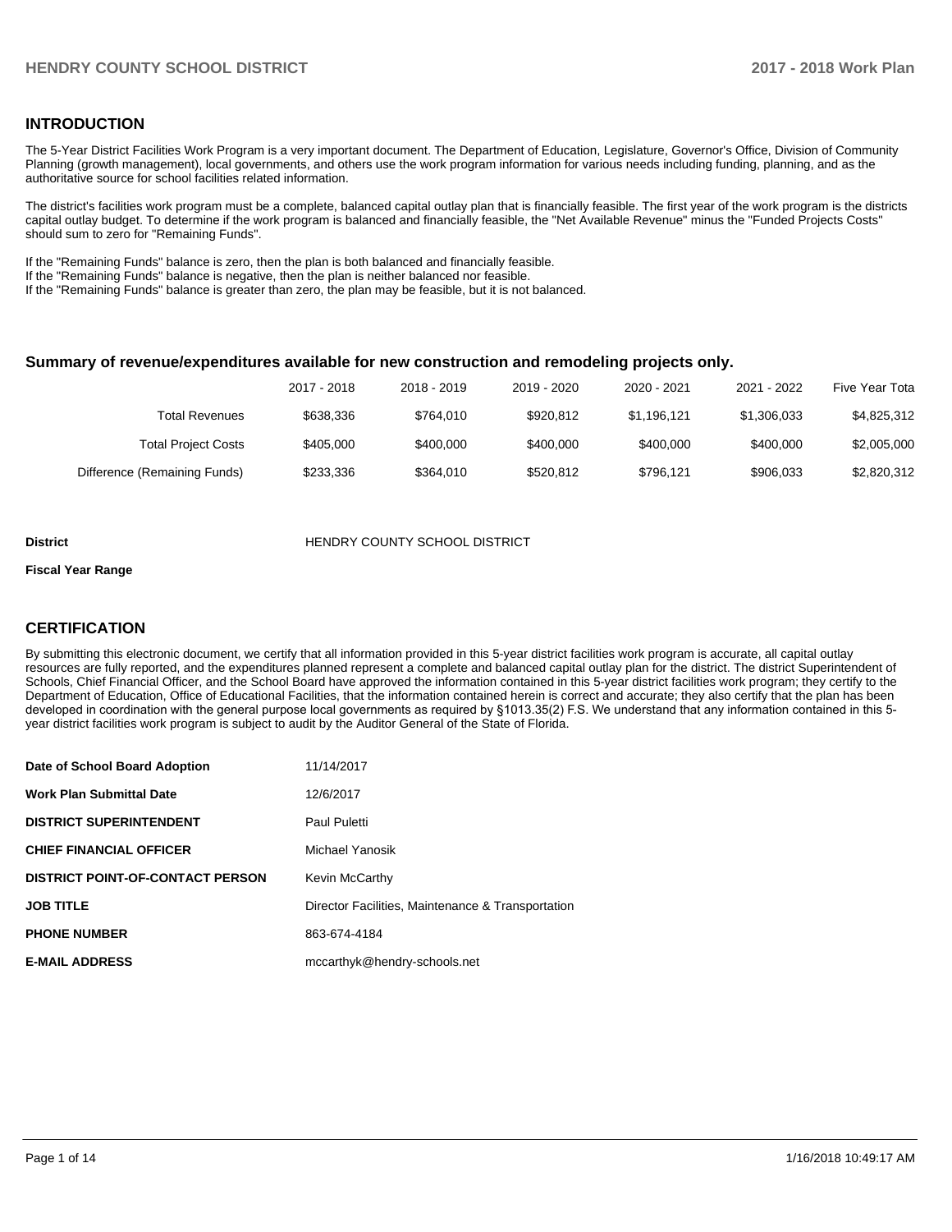## INTRODUCTION

The 5-Year District Facilities Work Program is a very important document. The Department of Education, Legislature, Governor's Office, Division of Community Planning (growth management), local governments, and others use the work program information for various needs including funding, planning, and as the authoritative source for school facilities related information.

The district's facilities work program must be a complete, balanced capital outlay plan that is financially feasible. The first year of the work program is the districts capital outlay budget. To determine if the work program is balanced and financially feasible, the "Net Available Revenue" minus the "Funded Projects Costs" should sum to zero for "Remaining Funds".

If the "Remaining Funds" balance is zero, then the plan is both balanced and financially feasible.
If the "Remaining Funds" balance is negative, then the plan is neither balanced nor feasible.
If the "Remaining Funds" balance is greater than zero, the plan may be feasible, but it is not balanced.

### Summary of revenue/expenditures available for new construction and remodeling projects only.

| | 2017 - 2018 | 2018 - 2019 | 2019 - 2020 | 2020 - 2021 | 2021 - 2022 | Five Year Tota |
|---|---|---|---|---|---|---|
| Total Revenues | $638,336 | $764,010 | $920,812 | $1,196,121 | $1,306,033 | $4,825,312 |
| Total Project Costs | $405,000 | $400,000 | $400,000 | $400,000 | $400,000 | $2,005,000 |
| Difference (Remaining Funds) | $233,336 | $364,010 | $520,812 | $796,121 | $906,033 | $2,820,312 |

**District** HENDRY COUNTY SCHOOL DISTRICT

**Fiscal Year Range**

## CERTIFICATION

By submitting this electronic document, we certify that all information provided in this 5-year district facilities work program is accurate, all capital outlay resources are fully reported, and the expenditures planned represent a complete and balanced capital outlay plan for the district. The district Superintendent of Schools, Chief Financial Officer, and the School Board have approved the information contained in this 5-year district facilities work program; they certify to the Department of Education, Office of Educational Facilities, that the information contained herein is correct and accurate; they also certify that the plan has been developed in coordination with the general purpose local governments as required by §1013.35(2) F.S. We understand that any information contained in this 5-year district facilities work program is subject to audit by the Auditor General of the State of Florida.

| | |
|---|---|
| **Date of School Board Adoption** | 11/14/2017 |
| **Work Plan Submittal Date** | 12/6/2017 |
| **DISTRICT SUPERINTENDENT** | Paul Puletti |
| **CHIEF FINANCIAL OFFICER** | Michael Yanosik |
| **DISTRICT POINT-OF-CONTACT PERSON** | Kevin McCarthy |
| **JOB TITLE** | Director Facilities, Maintenance & Transportation |
| **PHONE NUMBER** | 863-674-4184 |
| **E-MAIL ADDRESS** | mccarthyk@hendry-schools.net |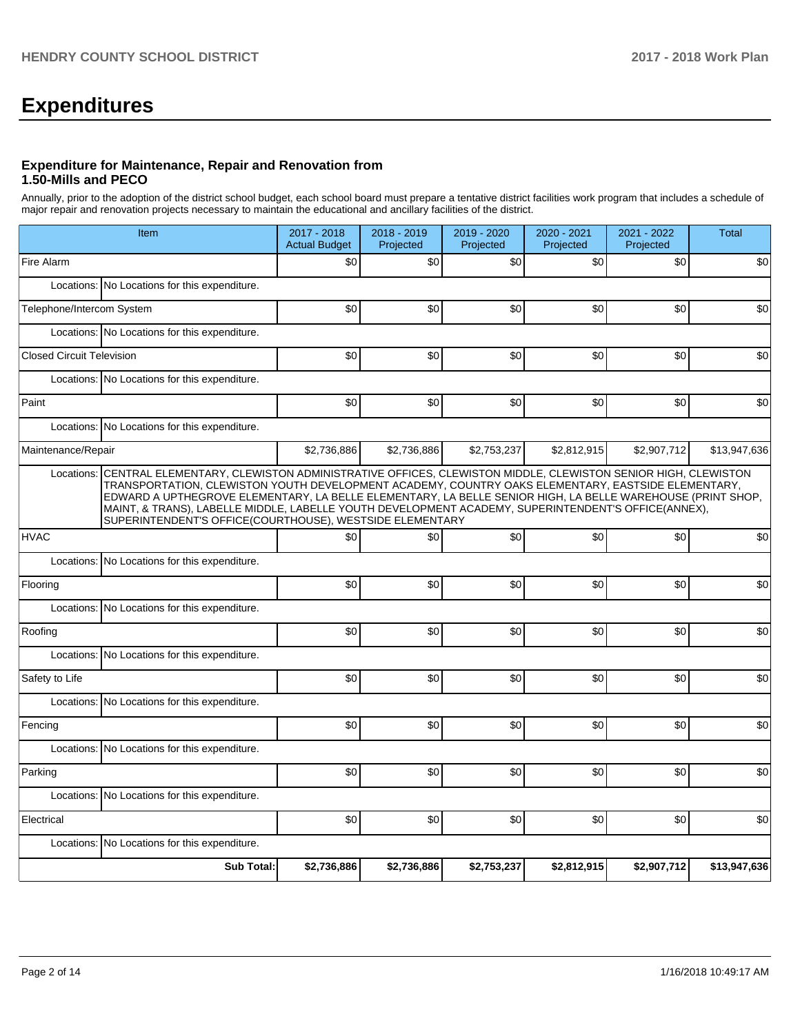# Expenditures

### Expenditure for Maintenance, Repair and Renovation from 1.50-Mills and PECO

Annually, prior to the adoption of the district school budget, each school board must prepare a tentative district facilities work program that includes a schedule of major repair and renovation projects necessary to maintain the educational and ancillary facilities of the district.

| Item | | 2017 - 2018 Actual Budget | 2018 - 2019 Projected | 2019 - 2020 Projected | 2020 - 2021 Projected | 2021 - 2022 Projected | Total |
|---|---|---|---|---|---|---|---|
| Fire Alarm | | $0 | $0 | $0 | $0 | $0 | $0 |
| Locations: | No Locations for this expenditure. | | | | | | |
| Telephone/Intercom System | | $0 | $0 | $0 | $0 | $0 | $0 |
| Locations: | No Locations for this expenditure. | | | | | | |
| Closed Circuit Television | | $0 | $0 | $0 | $0 | $0 | $0 |
| Locations: | No Locations for this expenditure. | | | | | | |
| Paint | | $0 | $0 | $0 | $0 | $0 | $0 |
| Locations: | No Locations for this expenditure. | | | | | | |
| Maintenance/Repair | | $2,736,886 | $2,736,886 | $2,753,237 | $2,812,915 | $2,907,712 | $13,947,636 |
| Locations: | CENTRAL ELEMENTARY, CLEWISTON ADMINISTRATIVE OFFICES, CLEWISTON MIDDLE, CLEWISTON SENIOR HIGH, CLEWISTON TRANSPORTATION, CLEWISTON YOUTH DEVELOPMENT ACADEMY, COUNTRY OAKS ELEMENTARY, EASTSIDE ELEMENTARY, EDWARD A UPTHEGROVE ELEMENTARY, LA BELLE ELEMENTARY, LA BELLE SENIOR HIGH, LA BELLE WAREHOUSE (PRINT SHOP, MAINT, & TRANS), LABELLE MIDDLE, LABELLE YOUTH DEVELOPMENT ACADEMY, SUPERINTENDENT'S OFFICE(ANNEX), SUPERINTENDENT'S OFFICE(COURTHOUSE), WESTSIDE ELEMENTARY | | | | | | |
| HVAC | | $0 | $0 | $0 | $0 | $0 | $0 |
| Locations: | No Locations for this expenditure. | | | | | | |
| Flooring | | $0 | $0 | $0 | $0 | $0 | $0 |
| Locations: | No Locations for this expenditure. | | | | | | |
| Roofing | | $0 | $0 | $0 | $0 | $0 | $0 |
| Locations: | No Locations for this expenditure. | | | | | | |
| Safety to Life | | $0 | $0 | $0 | $0 | $0 | $0 |
| Locations: | No Locations for this expenditure. | | | | | | |
| Fencing | | $0 | $0 | $0 | $0 | $0 | $0 |
| Locations: | No Locations for this expenditure. | | | | | | |
| Parking | | $0 | $0 | $0 | $0 | $0 | $0 |
| Locations: | No Locations for this expenditure. | | | | | | |
| Electrical | | $0 | $0 | $0 | $0 | $0 | $0 |
| Locations: | No Locations for this expenditure. | | | | | | |
| | **Sub Total:** | **$2,736,886** | **$2,736,886** | **$2,753,237** | **$2,812,915** | **$2,907,712** | **$13,947,636** |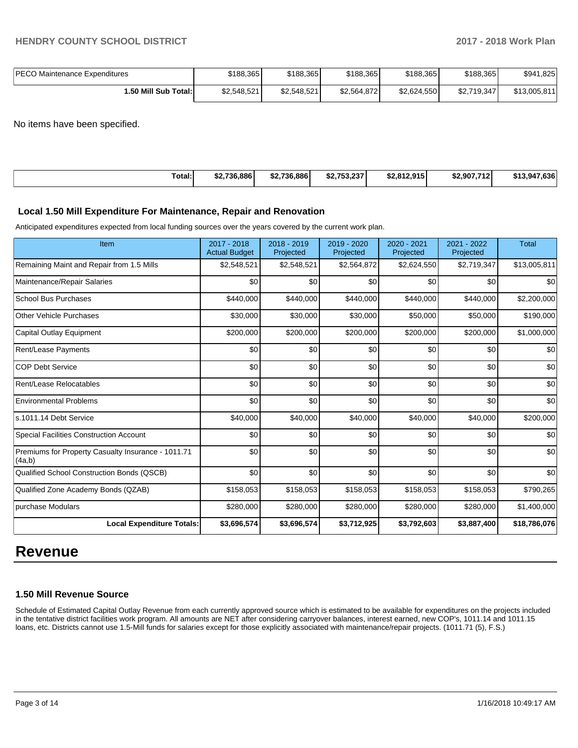| | | | | | | |
|---|---|---|---|---|---|---|
| PECO Maintenance Expenditures | $188,365 | $188,365 | $188,365 | $188,365 | $188,365 | $941,825 |
| **1.50 Mill Sub Total:** | $2,548,521 | $2,548,521 | $2,564,872 | $2,624,550 | $2,719,347 | $13,005,811 |

No items have been specified.

| | | | | | | |
|---|---|---|---|---|---|---|
| **Total:** | **$2,736,886** | **$2,736,886** | **$2,753,237** | **$2,812,915** | **$2,907,712** | **$13,947,636** |

### Local 1.50 Mill Expenditure For Maintenance, Repair and Renovation

Anticipated expenditures expected from local funding sources over the years covered by the current work plan.

| Item | 2017 - 2018 Actual Budget | 2018 - 2019 Projected | 2019 - 2020 Projected | 2020 - 2021 Projected | 2021 - 2022 Projected | Total |
|---|---|---|---|---|---|---|
| Remaining Maint and Repair from 1.5 Mills | $2,548,521 | $2,548,521 | $2,564,872 | $2,624,550 | $2,719,347 | $13,005,811 |
| Maintenance/Repair Salaries | $0 | $0 | $0 | $0 | $0 | $0 |
| School Bus Purchases | $440,000 | $440,000 | $440,000 | $440,000 | $440,000 | $2,200,000 |
| Other Vehicle Purchases | $30,000 | $30,000 | $30,000 | $50,000 | $50,000 | $190,000 |
| Capital Outlay Equipment | $200,000 | $200,000 | $200,000 | $200,000 | $200,000 | $1,000,000 |
| Rent/Lease Payments | $0 | $0 | $0 | $0 | $0 | $0 |
| COP Debt Service | $0 | $0 | $0 | $0 | $0 | $0 |
| Rent/Lease Relocatables | $0 | $0 | $0 | $0 | $0 | $0 |
| Environmental Problems | $0 | $0 | $0 | $0 | $0 | $0 |
| s.1011.14 Debt Service | $40,000 | $40,000 | $40,000 | $40,000 | $40,000 | $200,000 |
| Special Facilities Construction Account | $0 | $0 | $0 | $0 | $0 | $0 |
| Premiums for Property Casualty Insurance - 1011.71 (4a,b) | $0 | $0 | $0 | $0 | $0 | $0 |
| Qualified School Construction Bonds (QSCB) | $0 | $0 | $0 | $0 | $0 | $0 |
| Qualified Zone Academy Bonds (QZAB) | $158,053 | $158,053 | $158,053 | $158,053 | $158,053 | $790,265 |
| purchase Modulars | $280,000 | $280,000 | $280,000 | $280,000 | $280,000 | $1,400,000 |
| **Local Expenditure Totals:** | **$3,696,574** | **$3,696,574** | **$3,712,925** | **$3,792,603** | **$3,887,400** | **$18,786,076** |

# Revenue

### 1.50 Mill Revenue Source

Schedule of Estimated Capital Outlay Revenue from each currently approved source which is estimated to be available for expenditures on the projects included in the tentative district facilities work program. All amounts are NET after considering carryover balances, interest earned, new COP's, 1011.14 and 1011.15 loans, etc. Districts cannot use 1.5-Mill funds for salaries except for those explicitly associated with maintenance/repair projects. (1011.71 (5), F.S.)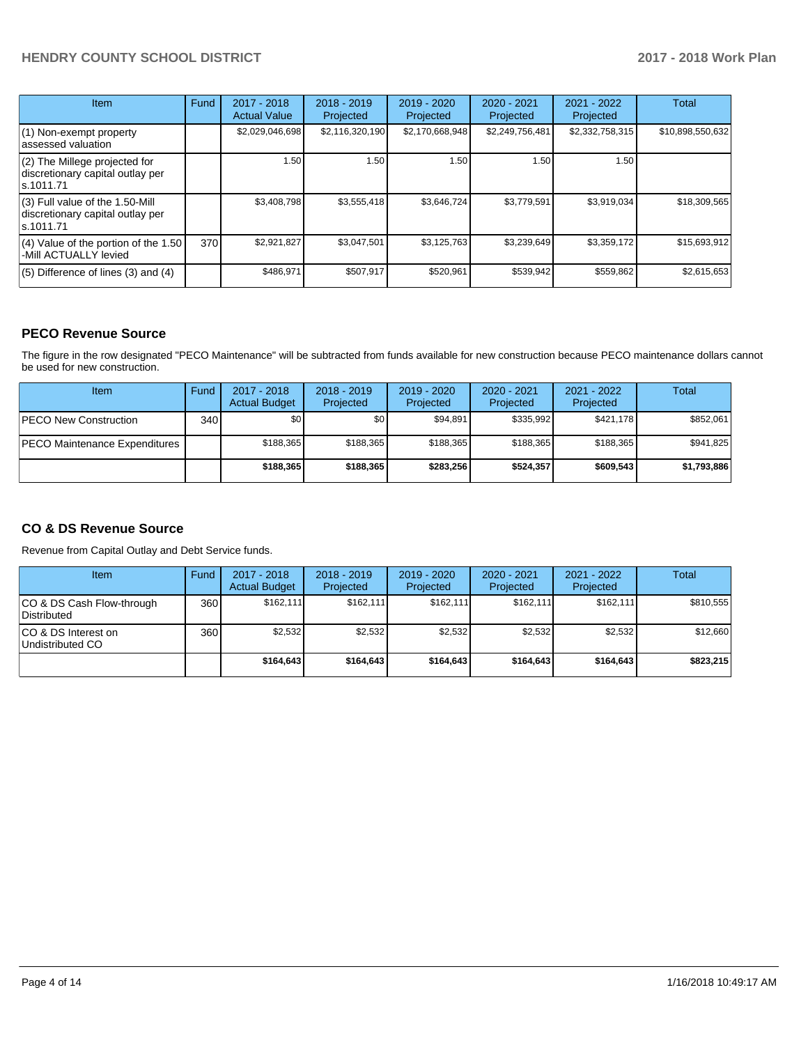| Item | Fund | 2017 - 2018 Actual Value | 2018 - 2019 Projected | 2019 - 2020 Projected | 2020 - 2021 Projected | 2021 - 2022 Projected | Total |
| --- | --- | --- | --- | --- | --- | --- | --- |
| (1) Non-exempt property assessed valuation | | $2,029,046,698 | $2,116,320,190 | $2,170,668,948 | $2,249,756,481 | $2,332,758,315 | $10,898,550,632 |
| (2) The Millege projected for discretionary capital outlay per s.1011.71 | | 1.50 | 1.50 | 1.50 | 1.50 | 1.50 | |
| (3) Full value of the 1.50-Mill discretionary capital outlay per s.1011.71 | | $3,408,798 | $3,555,418 | $3,646,724 | $3,779,591 | $3,919,034 | $18,309,565 |
| (4) Value of the portion of the 1.50 -Mill ACTUALLY levied | 370 | $2,921,827 | $3,047,501 | $3,125,763 | $3,239,649 | $3,359,172 | $15,693,912 |
| (5) Difference of lines (3) and (4) | | $486,971 | $507,917 | $520,961 | $539,942 | $559,862 | $2,615,653 |

### PECO Revenue Source

The figure in the row designated "PECO Maintenance" will be subtracted from funds available for new construction because PECO maintenance dollars cannot be used for new construction.

| Item | Fund | 2017 - 2018 Actual Budget | 2018 - 2019 Projected | 2019 - 2020 Projected | 2020 - 2021 Projected | 2021 - 2022 Projected | Total |
| --- | --- | --- | --- | --- | --- | --- | --- |
| PECO New Construction | 340 | $0 | $0 | $94,891 | $335,992 | $421,178 | $852,061 |
| PECO Maintenance Expenditures | | $188,365 | $188,365 | $188,365 | $188,365 | $188,365 | $941,825 |
| | | **$188,365** | **$188,365** | **$283,256** | **$524,357** | **$609,543** | **$1,793,886** |

### CO & DS Revenue Source

Revenue from Capital Outlay and Debt Service funds.

| Item | Fund | 2017 - 2018 Actual Budget | 2018 - 2019 Projected | 2019 - 2020 Projected | 2020 - 2021 Projected | 2021 - 2022 Projected | Total |
| --- | --- | --- | --- | --- | --- | --- | --- |
| CO & DS Cash Flow-through Distributed | 360 | $162,111 | $162,111 | $162,111 | $162,111 | $162,111 | $810,555 |
| CO & DS Interest on Undistributed CO | 360 | $2,532 | $2,532 | $2,532 | $2,532 | $2,532 | $12,660 |
| | | **$164,643** | **$164,643** | **$164,643** | **$164,643** | **$164,643** | **$823,215** |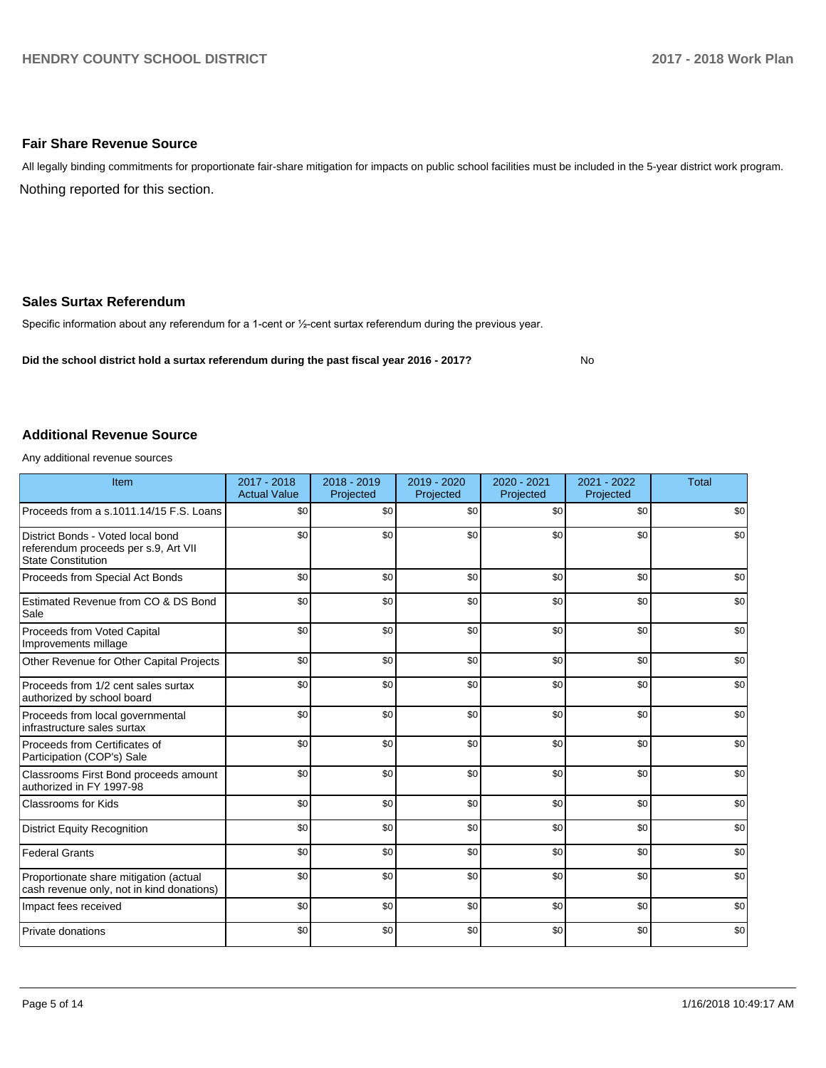## Fair Share Revenue Source

All legally binding commitments for proportionate fair-share mitigation for impacts on public school facilities must be included in the 5-year district work program.

Nothing reported for this section.

## Sales Surtax Referendum

Specific information about any referendum for a 1-cent or ½-cent surtax referendum during the previous year.

**Did the school district hold a surtax referendum during the past fiscal year 2016 - 2017?** No

## Additional Revenue Source

Any additional revenue sources

| Item | 2017 - 2018 Actual Value | 2018 - 2019 Projected | 2019 - 2020 Projected | 2020 - 2021 Projected | 2021 - 2022 Projected | Total |
|---|---|---|---|---|---|---|
| Proceeds from a s.1011.14/15 F.S. Loans | $0 | $0 | $0 | $0 | $0 | $0 |
| District Bonds - Voted local bond referendum proceeds per s.9, Art VII State Constitution | $0 | $0 | $0 | $0 | $0 | $0 |
| Proceeds from Special Act Bonds | $0 | $0 | $0 | $0 | $0 | $0 |
| Estimated Revenue from CO & DS Bond Sale | $0 | $0 | $0 | $0 | $0 | $0 |
| Proceeds from Voted Capital Improvements millage | $0 | $0 | $0 | $0 | $0 | $0 |
| Other Revenue for Other Capital Projects | $0 | $0 | $0 | $0 | $0 | $0 |
| Proceeds from 1/2 cent sales surtax authorized by school board | $0 | $0 | $0 | $0 | $0 | $0 |
| Proceeds from local governmental infrastructure sales surtax | $0 | $0 | $0 | $0 | $0 | $0 |
| Proceeds from Certificates of Participation (COP's) Sale | $0 | $0 | $0 | $0 | $0 | $0 |
| Classrooms First Bond proceeds amount authorized in FY 1997-98 | $0 | $0 | $0 | $0 | $0 | $0 |
| Classrooms for Kids | $0 | $0 | $0 | $0 | $0 | $0 |
| District Equity Recognition | $0 | $0 | $0 | $0 | $0 | $0 |
| Federal Grants | $0 | $0 | $0 | $0 | $0 | $0 |
| Proportionate share mitigation (actual cash revenue only, not in kind donations) | $0 | $0 | $0 | $0 | $0 | $0 |
| Impact fees received | $0 | $0 | $0 | $0 | $0 | $0 |
| Private donations | $0 | $0 | $0 | $0 | $0 | $0 |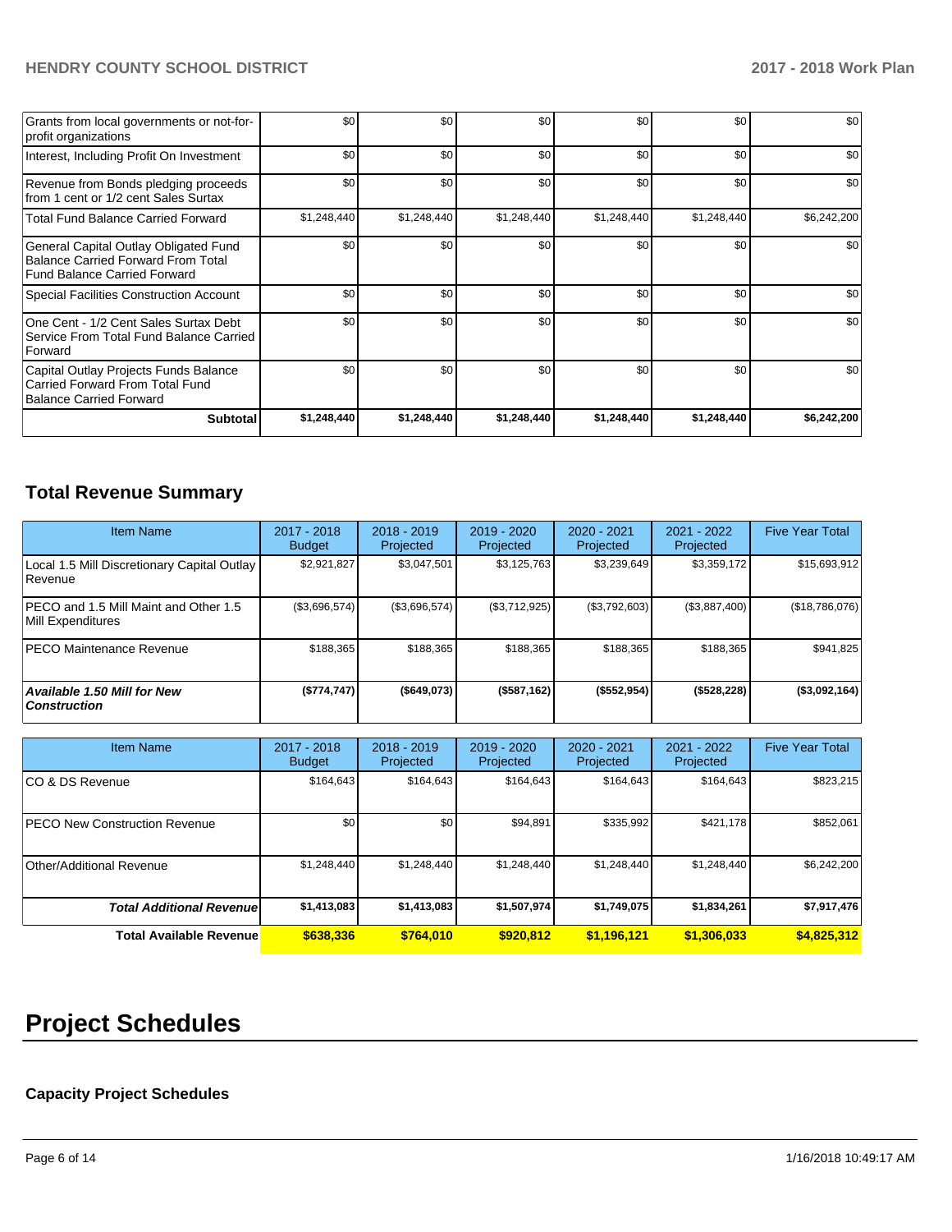| | | | | | | |
|---|---|---|---|---|---|---|
| Grants from local governments or not-for-profit organizations | $0 | $0 | $0 | $0 | $0 | $0 |
| Interest, Including Profit On Investment | $0 | $0 | $0 | $0 | $0 | $0 |
| Revenue from Bonds pledging proceeds from 1 cent or 1/2 cent Sales Surtax | $0 | $0 | $0 | $0 | $0 | $0 |
| Total Fund Balance Carried Forward | $1,248,440 | $1,248,440 | $1,248,440 | $1,248,440 | $1,248,440 | $6,242,200 |
| General Capital Outlay Obligated Fund Balance Carried Forward From Total Fund Balance Carried Forward | $0 | $0 | $0 | $0 | $0 | $0 |
| Special Facilities Construction Account | $0 | $0 | $0 | $0 | $0 | $0 |
| One Cent - 1/2 Cent Sales Surtax Debt Service From Total Fund Balance Carried Forward | $0 | $0 | $0 | $0 | $0 | $0 |
| Capital Outlay Projects Funds Balance Carried Forward From Total Fund Balance Carried Forward | $0 | $0 | $0 | $0 | $0 | $0 |
| **Subtotal** | **$1,248,440** | **$1,248,440** | **$1,248,440** | **$1,248,440** | **$1,248,440** | **$6,242,200** |

## Total Revenue Summary

| Item Name | 2017 - 2018 Budget | 2018 - 2019 Projected | 2019 - 2020 Projected | 2020 - 2021 Projected | 2021 - 2022 Projected | Five Year Total |
|---|---|---|---|---|---|---|
| Local 1.5 Mill Discretionary Capital Outlay Revenue | $2,921,827 | $3,047,501 | $3,125,763 | $3,239,649 | $3,359,172 | $15,693,912 |
| PECO and 1.5 Mill Maint and Other 1.5 Mill Expenditures | ($3,696,574) | ($3,696,574) | ($3,712,925) | ($3,792,603) | ($3,887,400) | ($18,786,076) |
| PECO Maintenance Revenue | $188,365 | $188,365 | $188,365 | $188,365 | $188,365 | $941,825 |
| ***Available 1.50 Mill for New Construction*** | **($774,747)** | **($649,073)** | **($587,162)** | **($552,954)** | **($528,228)** | **($3,092,164)** |

| Item Name | 2017 - 2018 Budget | 2018 - 2019 Projected | 2019 - 2020 Projected | 2020 - 2021 Projected | 2021 - 2022 Projected | Five Year Total |
|---|---|---|---|---|---|---|
| CO & DS Revenue | $164,643 | $164,643 | $164,643 | $164,643 | $164,643 | $823,215 |
| PECO New Construction Revenue | $0 | $0 | $94,891 | $335,992 | $421,178 | $852,061 |
| Other/Additional Revenue | $1,248,440 | $1,248,440 | $1,248,440 | $1,248,440 | $1,248,440 | $6,242,200 |
| ***Total Additional Revenue*** | **$1,413,083** | **$1,413,083** | **$1,507,974** | **$1,749,075** | **$1,834,261** | **$7,917,476** |
| **Total Available Revenue** | **$638,336** | **$764,010** | **$920,812** | **$1,196,121** | **$1,306,033** | **$4,825,312** |

# Project Schedules

### Capacity Project Schedules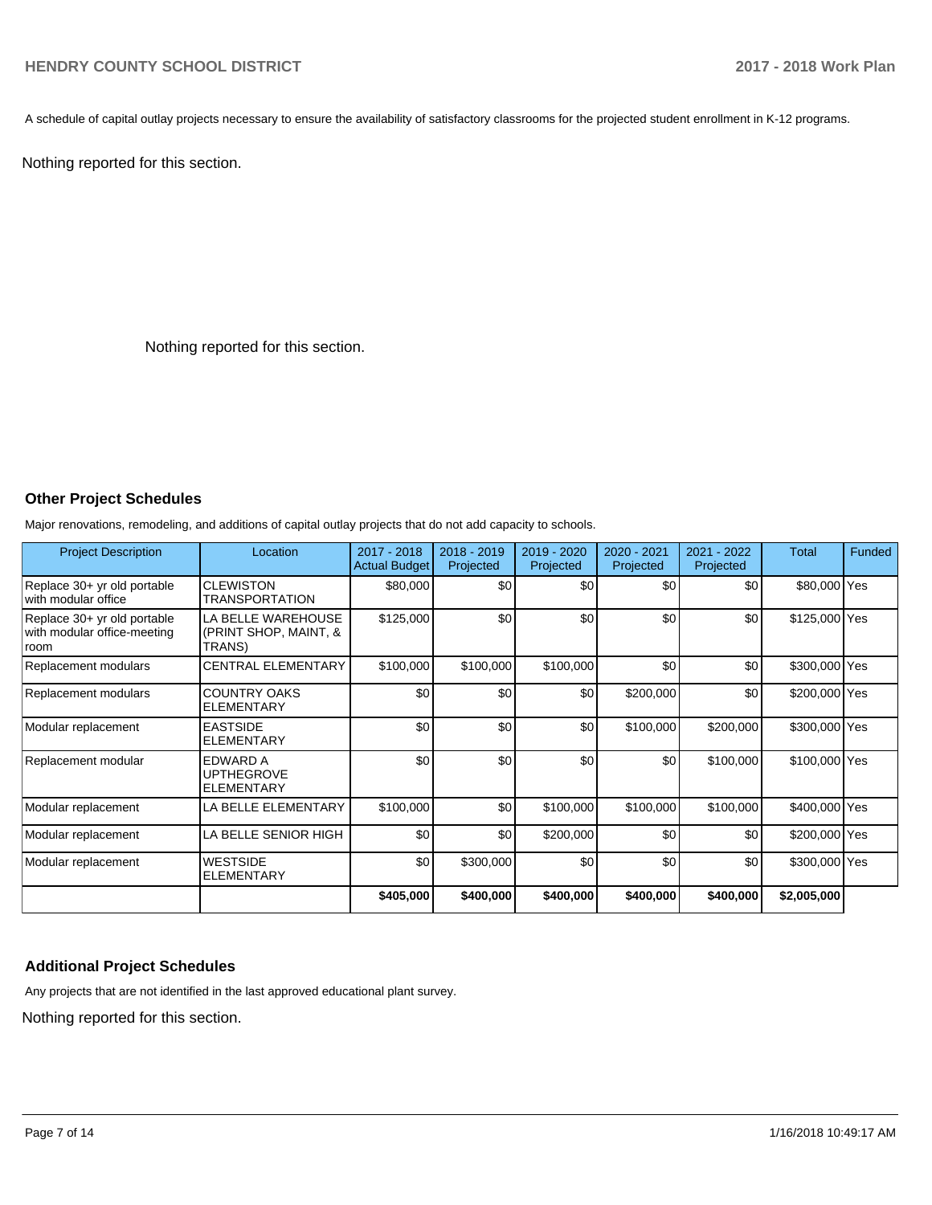A schedule of capital outlay projects necessary to ensure the availability of satisfactory classrooms for the projected student enrollment in K-12 programs.

Nothing reported for this section.

Nothing reported for this section.

### Other Project Schedules

Major renovations, remodeling, and additions of capital outlay projects that do not add capacity to schools.

| Project Description | Location | 2017 - 2018 Actual Budget | 2018 - 2019 Projected | 2019 - 2020 Projected | 2020 - 2021 Projected | 2021 - 2022 Projected | Total | Funded |
|---|---|---|---|---|---|---|---|---|
| Replace 30+ yr old portable with modular office | CLEWISTON TRANSPORTATION | $80,000 | $0 | $0 | $0 | $0 | $80,000 | Yes |
| Replace 30+ yr old portable with modular office-meeting room | LA BELLE WAREHOUSE (PRINT SHOP, MAINT, & TRANS) | $125,000 | $0 | $0 | $0 | $0 | $125,000 | Yes |
| Replacement modulars | CENTRAL ELEMENTARY | $100,000 | $100,000 | $100,000 | $0 | $0 | $300,000 | Yes |
| Replacement modulars | COUNTRY OAKS ELEMENTARY | $0 | $0 | $0 | $200,000 | $0 | $200,000 | Yes |
| Modular replacement | EASTSIDE ELEMENTARY | $0 | $0 | $0 | $100,000 | $200,000 | $300,000 | Yes |
| Replacement modular | EDWARD A UPTHEGROVE ELEMENTARY | $0 | $0 | $0 | $0 | $100,000 | $100,000 | Yes |
| Modular replacement | LA BELLE ELEMENTARY | $100,000 | $0 | $100,000 | $100,000 | $100,000 | $400,000 | Yes |
| Modular replacement | LA BELLE SENIOR HIGH | $0 | $0 | $200,000 | $0 | $0 | $200,000 | Yes |
| Modular replacement | WESTSIDE ELEMENTARY | $0 | $300,000 | $0 | $0 | $0 | $300,000 | Yes |
| | | **$405,000** | **$400,000** | **$400,000** | **$400,000** | **$400,000** | **$2,005,000** | |

### Additional Project Schedules

Any projects that are not identified in the last approved educational plant survey.

Nothing reported for this section.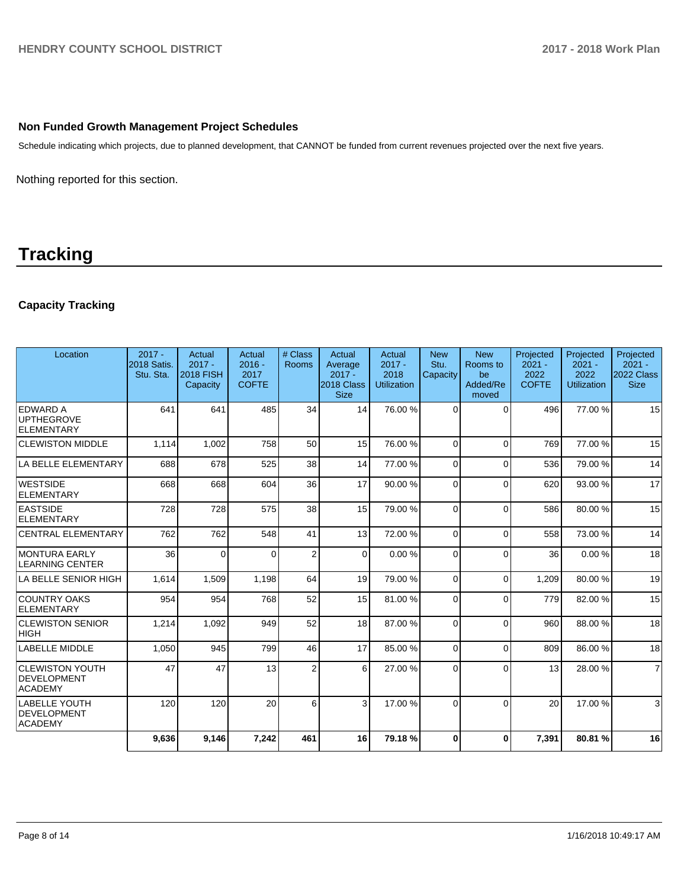## Non Funded Growth Management Project Schedules

Schedule indicating which projects, due to planned development, that CANNOT be funded from current revenues projected over the next five years.

Nothing reported for this section.

# Tracking

## Capacity Tracking

| Location | 2017 - 2018 Satis. Stu. Sta. | Actual 2017 - 2018 FISH Capacity | Actual 2016 - 2017 COFTE | # Class Rooms | Actual Average 2017 - 2018 Class Size | Actual 2017 - 2018 Utilization | New Stu. Capacity | New Rooms to be Added/Removed | Projected 2021 - 2022 COFTE | Projected 2021 - 2022 Utilization | Projected 2021 - 2022 Class Size |
|---|---|---|---|---|---|---|---|---|---|---|---|
| EDWARD A UPTHEGROVE ELEMENTARY | 641 | 641 | 485 | 34 | 14 | 76.00 % | 0 | 0 | 496 | 77.00 % | 15 |
| CLEWISTON MIDDLE | 1,114 | 1,002 | 758 | 50 | 15 | 76.00 % | 0 | 0 | 769 | 77.00 % | 15 |
| LA BELLE ELEMENTARY | 688 | 678 | 525 | 38 | 14 | 77.00 % | 0 | 0 | 536 | 79.00 % | 14 |
| WESTSIDE ELEMENTARY | 668 | 668 | 604 | 36 | 17 | 90.00 % | 0 | 0 | 620 | 93.00 % | 17 |
| EASTSIDE ELEMENTARY | 728 | 728 | 575 | 38 | 15 | 79.00 % | 0 | 0 | 586 | 80.00 % | 15 |
| CENTRAL ELEMENTARY | 762 | 762 | 548 | 41 | 13 | 72.00 % | 0 | 0 | 558 | 73.00 % | 14 |
| MONTURA EARLY LEARNING CENTER | 36 | 0 | 0 | 2 | 0 | 0.00 % | 0 | 0 | 36 | 0.00 % | 18 |
| LA BELLE SENIOR HIGH | 1,614 | 1,509 | 1,198 | 64 | 19 | 79.00 % | 0 | 0 | 1,209 | 80.00 % | 19 |
| COUNTRY OAKS ELEMENTARY | 954 | 954 | 768 | 52 | 15 | 81.00 % | 0 | 0 | 779 | 82.00 % | 15 |
| CLEWISTON SENIOR HIGH | 1,214 | 1,092 | 949 | 52 | 18 | 87.00 % | 0 | 0 | 960 | 88.00 % | 18 |
| LABELLE MIDDLE | 1,050 | 945 | 799 | 46 | 17 | 85.00 % | 0 | 0 | 809 | 86.00 % | 18 |
| CLEWISTON YOUTH DEVELOPMENT ACADEMY | 47 | 47 | 13 | 2 | 6 | 27.00 % | 0 | 0 | 13 | 28.00 % | 7 |
| LABELLE YOUTH DEVELOPMENT ACADEMY | 120 | 120 | 20 | 6 | 3 | 17.00 % | 0 | 0 | 20 | 17.00 % | 3 |
| | **9,636** | **9,146** | **7,242** | **461** | **16** | **79.18 %** | **0** | **0** | **7,391** | **80.81 %** | **16** |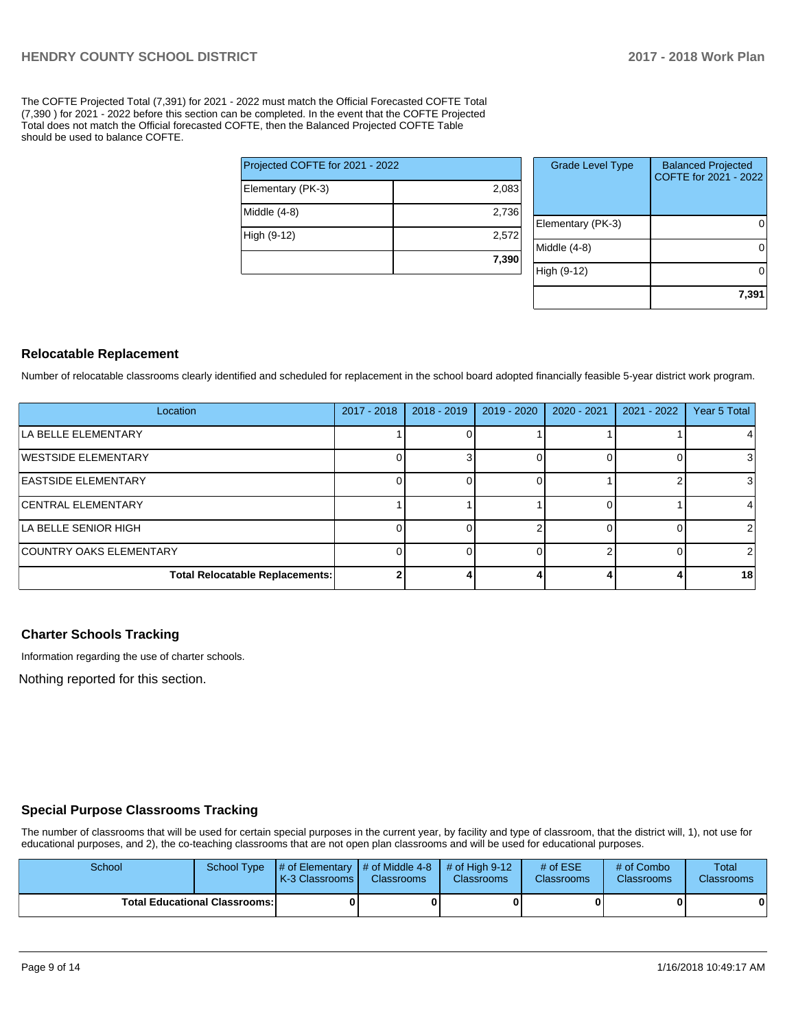The COFTE Projected Total (7,391) for 2021 - 2022 must match the Official Forecasted COFTE Total (7,390 ) for 2021 - 2022 before this section can be completed. In the event that the COFTE Projected Total does not match the Official forecasted COFTE, then the Balanced Projected COFTE Table should be used to balance COFTE.

| Projected COFTE for 2021 - 2022 | |
|---|---|
| Elementary (PK-3) | 2,083 |
| Middle (4-8) | 2,736 |
| High (9-12) | 2,572 |
| | **7,390** |

| Grade Level Type | Balanced Projected COFTE for 2021 - 2022 |
|---|---|
| Elementary (PK-3) | 0 |
| Middle (4-8) | 0 |
| High (9-12) | 0 |
| | **7,391** |

## Relocatable Replacement

Number of relocatable classrooms clearly identified and scheduled for replacement in the school board adopted financially feasible 5-year district work program.

| Location | 2017 - 2018 | 2018 - 2019 | 2019 - 2020 | 2020 - 2021 | 2021 - 2022 | Year 5 Total |
|---|---|---|---|---|---|---|
| LA BELLE ELEMENTARY | 1 | 0 | 1 | 1 | 1 | 4 |
| WESTSIDE ELEMENTARY | 0 | 3 | 0 | 0 | 0 | 3 |
| EASTSIDE ELEMENTARY | 0 | 0 | 0 | 1 | 2 | 3 |
| CENTRAL ELEMENTARY | 1 | 1 | 1 | 0 | 1 | 4 |
| LA BELLE SENIOR HIGH | 0 | 0 | 2 | 0 | 0 | 2 |
| COUNTRY OAKS ELEMENTARY | 0 | 0 | 0 | 2 | 0 | 2 |
| **Total Relocatable Replacements:** | **2** | **4** | **4** | **4** | **4** | **18** |

## Charter Schools Tracking

Information regarding the use of charter schools.

Nothing reported for this section.

## Special Purpose Classrooms Tracking

The number of classrooms that will be used for certain special purposes in the current year, by facility and type of classroom, that the district will, 1), not use for educational purposes, and 2), the co-teaching classrooms that are not open plan classrooms and will be used for educational purposes.

| School | School Type | # of Elementary K-3 Classrooms | # of Middle 4-8 Classrooms | # of High 9-12 Classrooms | # of ESE Classrooms | # of Combo Classrooms | Total Classrooms |
|---|---|---|---|---|---|---|---|
| **Total Educational Classrooms:** | | **0** | **0** | **0** | **0** | **0** | **0** |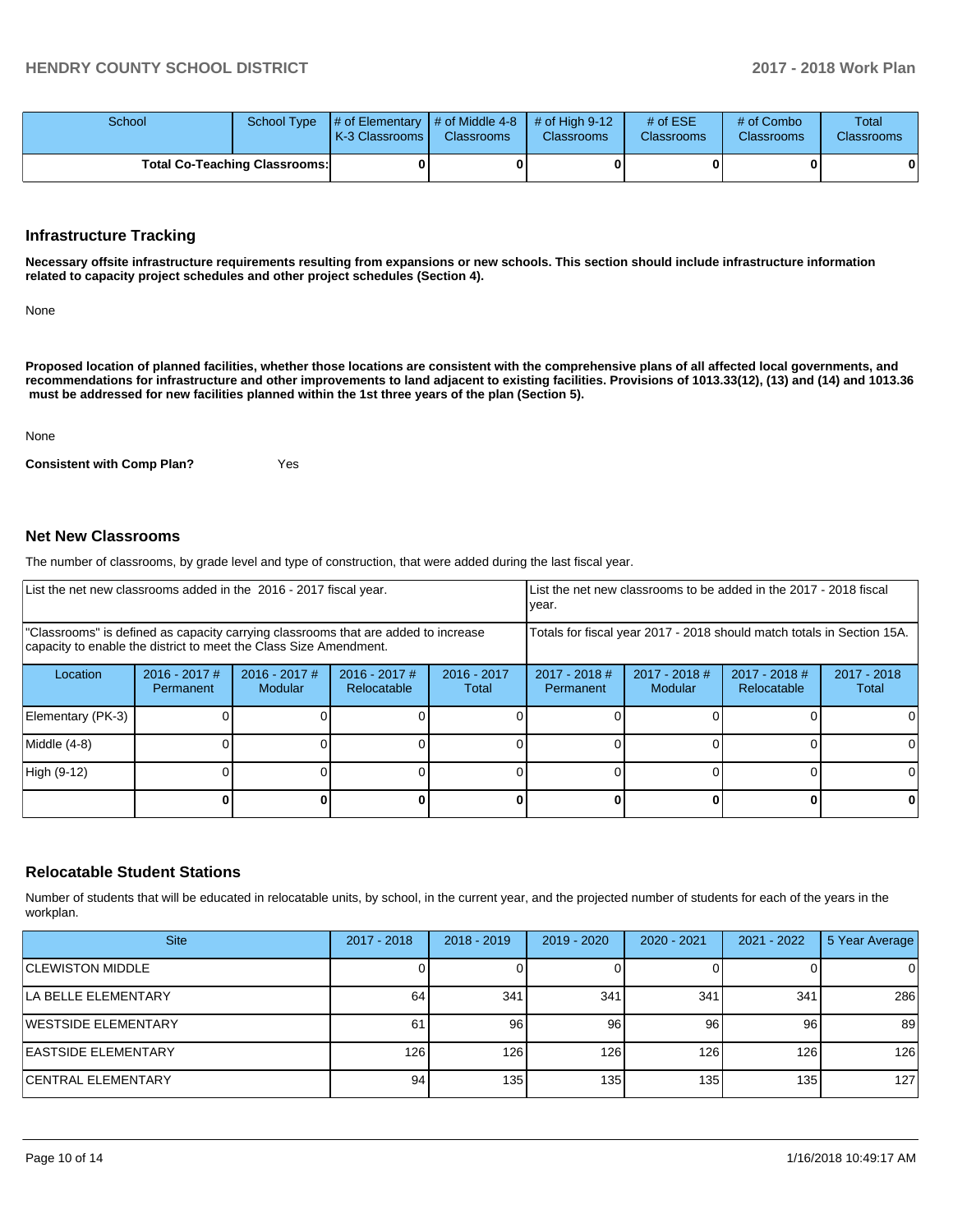| School | School Type | # of Elementary K-3 Classrooms | # of Middle 4-8 Classrooms | # of High 9-12 Classrooms | # of ESE Classrooms | # of Combo Classrooms | Total Classrooms |
|---|---|---|---|---|---|---|---|
| **Total Co-Teaching Classrooms:** | | **0** | **0** | **0** | **0** | **0** | **0** |

## Infrastructure Tracking

**Necessary offsite infrastructure requirements resulting from expansions or new schools. This section should include infrastructure information related to capacity project schedules and other project schedules (Section 4).**

None

**Proposed location of planned facilities, whether those locations are consistent with the comprehensive plans of all affected local governments, and recommendations for infrastructure and other improvements to land adjacent to existing facilities. Provisions of 1013.33(12), (13) and (14) and 1013.36 must be addressed for new facilities planned within the 1st three years of the plan (Section 5).**

None

**Consistent with Comp Plan?** Yes

## Net New Classrooms

The number of classrooms, by grade level and type of construction, that were added during the last fiscal year.

| List the net new classrooms added in the 2016 - 2017 fiscal year. | | | | | List the net new classrooms to be added in the 2017 - 2018 fiscal year. | | | |
|---|---|---|---|---|---|---|---|---|
| "Classrooms" is defined as capacity carrying classrooms that are added to increase capacity to enable the district to meet the Class Size Amendment. | | | | | Totals for fiscal year 2017 - 2018 should match totals in Section 15A. | | | |
| Location | 2016 - 2017 # Permanent | 2016 - 2017 # Modular | 2016 - 2017 # Relocatable | 2016 - 2017 Total | 2017 - 2018 # Permanent | 2017 - 2018 # Modular | 2017 - 2018 # Relocatable | 2017 - 2018 Total |
| Elementary (PK-3) | 0 | 0 | 0 | 0 | 0 | 0 | 0 | 0 |
| Middle (4-8) | 0 | 0 | 0 | 0 | 0 | 0 | 0 | 0 |
| High (9-12) | 0 | 0 | 0 | 0 | 0 | 0 | 0 | 0 |
| | **0** | **0** | **0** | **0** | **0** | **0** | **0** | **0** |

## Relocatable Student Stations

Number of students that will be educated in relocatable units, by school, in the current year, and the projected number of students for each of the years in the workplan.

| Site | 2017 - 2018 | 2018 - 2019 | 2019 - 2020 | 2020 - 2021 | 2021 - 2022 | 5 Year Average |
|---|---|---|---|---|---|---|
| CLEWISTON MIDDLE | 0 | 0 | 0 | 0 | 0 | 0 |
| LA BELLE ELEMENTARY | 64 | 341 | 341 | 341 | 341 | 286 |
| WESTSIDE ELEMENTARY | 61 | 96 | 96 | 96 | 96 | 89 |
| EASTSIDE ELEMENTARY | 126 | 126 | 126 | 126 | 126 | 126 |
| CENTRAL ELEMENTARY | 94 | 135 | 135 | 135 | 135 | 127 |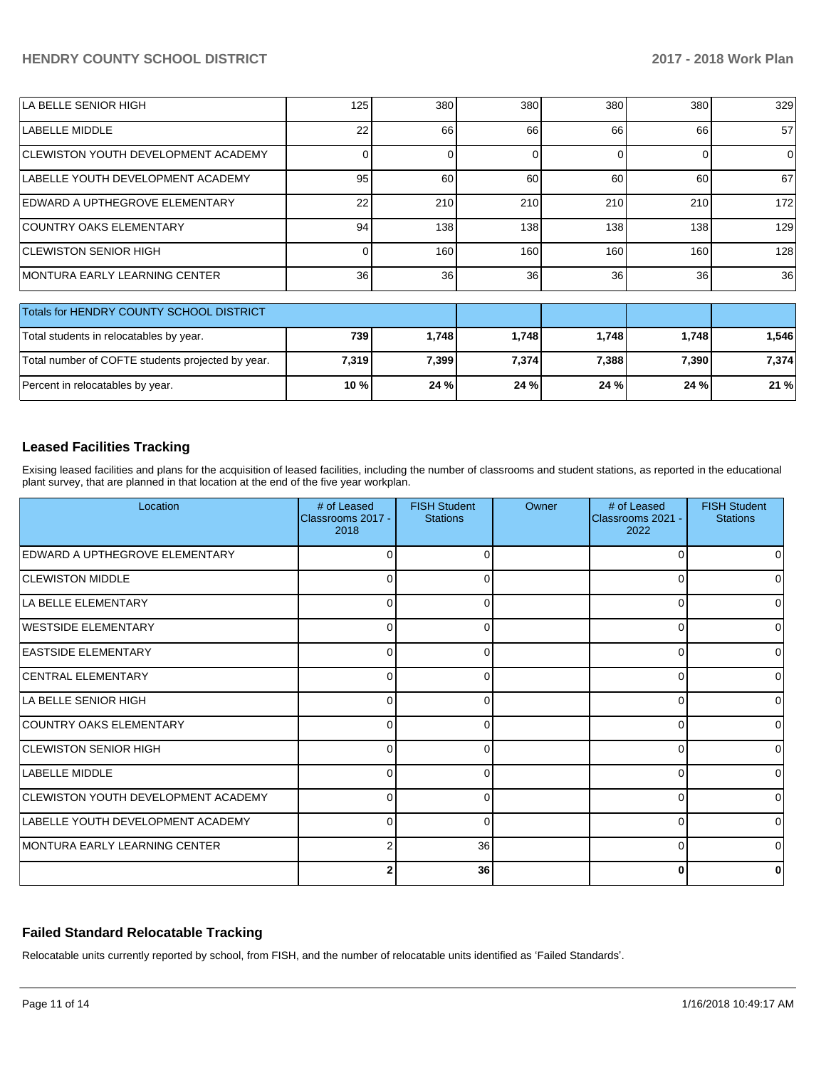| | | | | | | |
|---|---|---|---|---|---|---|
| LA BELLE SENIOR HIGH | 125 | 380 | 380 | 380 | 380 | 329 |
| LABELLE MIDDLE | 22 | 66 | 66 | 66 | 66 | 57 |
| CLEWISTON YOUTH DEVELOPMENT ACADEMY | 0 | 0 | 0 | 0 | 0 | 0 |
| LABELLE YOUTH DEVELOPMENT ACADEMY | 95 | 60 | 60 | 60 | 60 | 67 |
| EDWARD A UPTHEGROVE ELEMENTARY | 22 | 210 | 210 | 210 | 210 | 172 |
| COUNTRY OAKS ELEMENTARY | 94 | 138 | 138 | 138 | 138 | 129 |
| CLEWISTON SENIOR HIGH | 0 | 160 | 160 | 160 | 160 | 128 |
| MONTURA EARLY LEARNING CENTER | 36 | 36 | 36 | 36 | 36 | 36 |

| Totals for HENDRY COUNTY SCHOOL DISTRICT | | | | | | |
|---|---|---|---|---|---|---|
| Total students in relocatables by year. | **739** | **1,748** | **1,748** | **1,748** | **1,748** | **1,546** |
| Total number of COFTE students projected by year. | **7,319** | **7,399** | **7,374** | **7,388** | **7,390** | **7,374** |
| Percent in relocatables by year. | **10 %** | **24 %** | **24 %** | **24 %** | **24 %** | **21 %** |

## Leased Facilities Tracking

Exising leased facilities and plans for the acquisition of leased facilities, including the number of classrooms and student stations, as reported in the educational plant survey, that are planned in that location at the end of the five year workplan.

| Location | # of Leased Classrooms 2017 - 2018 | FISH Student Stations | Owner | # of Leased Classrooms 2021 - 2022 | FISH Student Stations |
|---|---|---|---|---|---|
| EDWARD A UPTHEGROVE ELEMENTARY | 0 | 0 | | 0 | 0 |
| CLEWISTON MIDDLE | 0 | 0 | | 0 | 0 |
| LA BELLE ELEMENTARY | 0 | 0 | | 0 | 0 |
| WESTSIDE ELEMENTARY | 0 | 0 | | 0 | 0 |
| EASTSIDE ELEMENTARY | 0 | 0 | | 0 | 0 |
| CENTRAL ELEMENTARY | 0 | 0 | | 0 | 0 |
| LA BELLE SENIOR HIGH | 0 | 0 | | 0 | 0 |
| COUNTRY OAKS ELEMENTARY | 0 | 0 | | 0 | 0 |
| CLEWISTON SENIOR HIGH | 0 | 0 | | 0 | 0 |
| LABELLE MIDDLE | 0 | 0 | | 0 | 0 |
| CLEWISTON YOUTH DEVELOPMENT ACADEMY | 0 | 0 | | 0 | 0 |
| LABELLE YOUTH DEVELOPMENT ACADEMY | 0 | 0 | | 0 | 0 |
| MONTURA EARLY LEARNING CENTER | 2 | 36 | | 0 | 0 |
| | **2** | **36** | | **0** | **0** |

## Failed Standard Relocatable Tracking

Relocatable units currently reported by school, from FISH, and the number of relocatable units identified as 'Failed Standards'.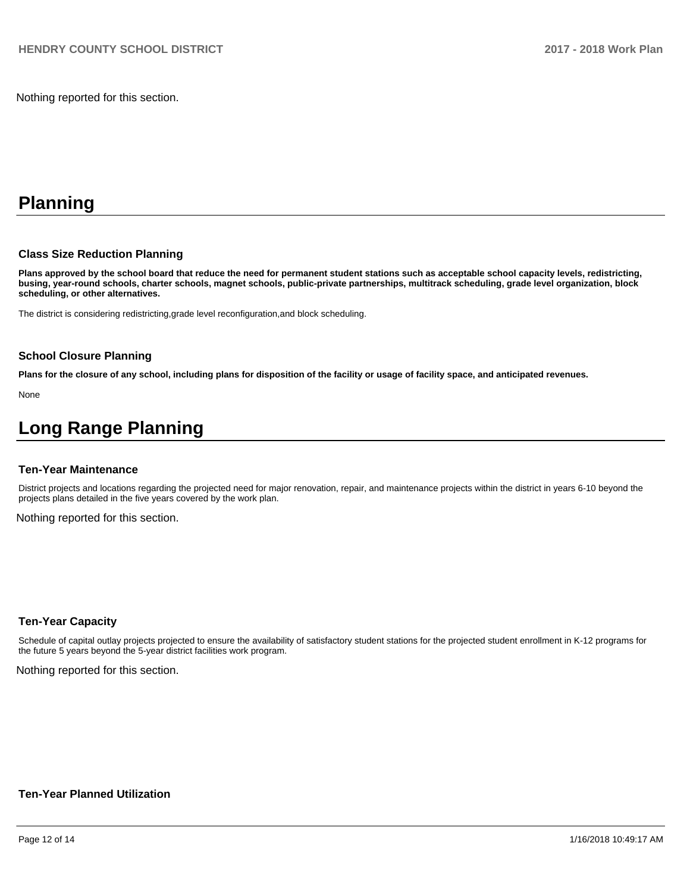Nothing reported for this section.

# Planning

### Class Size Reduction Planning

**Plans approved by the school board that reduce the need for permanent student stations such as acceptable school capacity levels, redistricting, busing, year-round schools, charter schools, magnet schools, public-private partnerships, multitrack scheduling, grade level organization, block scheduling, or other alternatives.**

The district is considering redistricting,grade level reconfiguration,and block scheduling.

### School Closure Planning

**Plans for the closure of any school, including plans for disposition of the facility or usage of facility space, and anticipated revenues.**

None

# Long Range Planning

### Ten-Year Maintenance

District projects and locations regarding the projected need for major renovation, repair, and maintenance projects within the district in years 6-10 beyond the projects plans detailed in the five years covered by the work plan.

Nothing reported for this section.

### Ten-Year Capacity

Schedule of capital outlay projects projected to ensure the availability of satisfactory student stations for the projected student enrollment in K-12 programs for the future 5 years beyond the 5-year district facilities work program.

Nothing reported for this section.

### Ten-Year Planned Utilization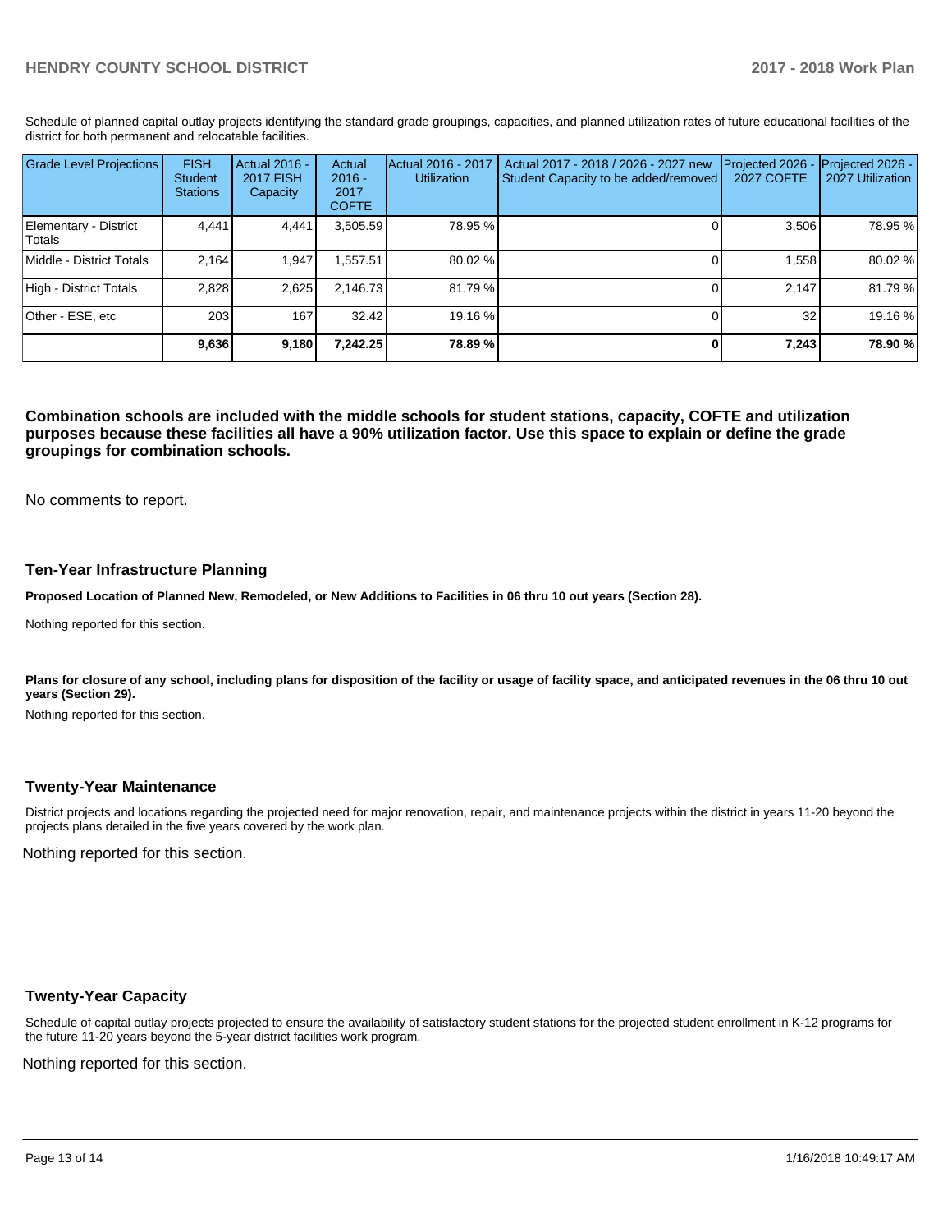Schedule of planned capital outlay projects identifying the standard grade groupings, capacities, and planned utilization rates of future educational facilities of the district for both permanent and relocatable facilities.

| Grade Level Projections | FISH Student Stations | Actual 2016 - 2017 FISH Capacity | Actual 2016 - 2017 COFTE | Actual 2016 - 2017 Utilization | Actual 2017 - 2018 / 2026 - 2027 new Student Capacity to be added/removed | Projected 2026 - 2027 COFTE | Projected 2026 - 2027 Utilization |
|---|---|---|---|---|---|---|---|
| Elementary - District Totals | 4,441 | 4,441 | 3,505.59 | 78.95 % | 0 | 3,506 | 78.95 % |
| Middle - District Totals | 2,164 | 1,947 | 1,557.51 | 80.02 % | 0 | 1,558 | 80.02 % |
| High - District Totals | 2,828 | 2,625 | 2,146.73 | 81.79 % | 0 | 2,147 | 81.79 % |
| Other - ESE, etc | 203 | 167 | 32.42 | 19.16 % | 0 | 32 | 19.16 % |
| | **9,636** | **9,180** | **7,242.25** | **78.89 %** | **0** | **7,243** | **78.90 %** |

**Combination schools are included with the middle schools for student stations, capacity, COFTE and utilization purposes because these facilities all have a 90% utilization factor. Use this space to explain or define the grade groupings for combination schools.**

No comments to report.

### Ten-Year Infrastructure Planning

**Proposed Location of Planned New, Remodeled, or New Additions to Facilities in 06 thru 10 out years (Section 28).**

Nothing reported for this section.

**Plans for closure of any school, including plans for disposition of the facility or usage of facility space, and anticipated revenues in the 06 thru 10 out years (Section 29).**

Nothing reported for this section.

### Twenty-Year Maintenance

District projects and locations regarding the projected need for major renovation, repair, and maintenance projects within the district in years 11-20 beyond the projects plans detailed in the five years covered by the work plan.

Nothing reported for this section.

### Twenty-Year Capacity

Schedule of capital outlay projects projected to ensure the availability of satisfactory student stations for the projected student enrollment in K-12 programs for the future 11-20 years beyond the 5-year district facilities work program.

Nothing reported for this section.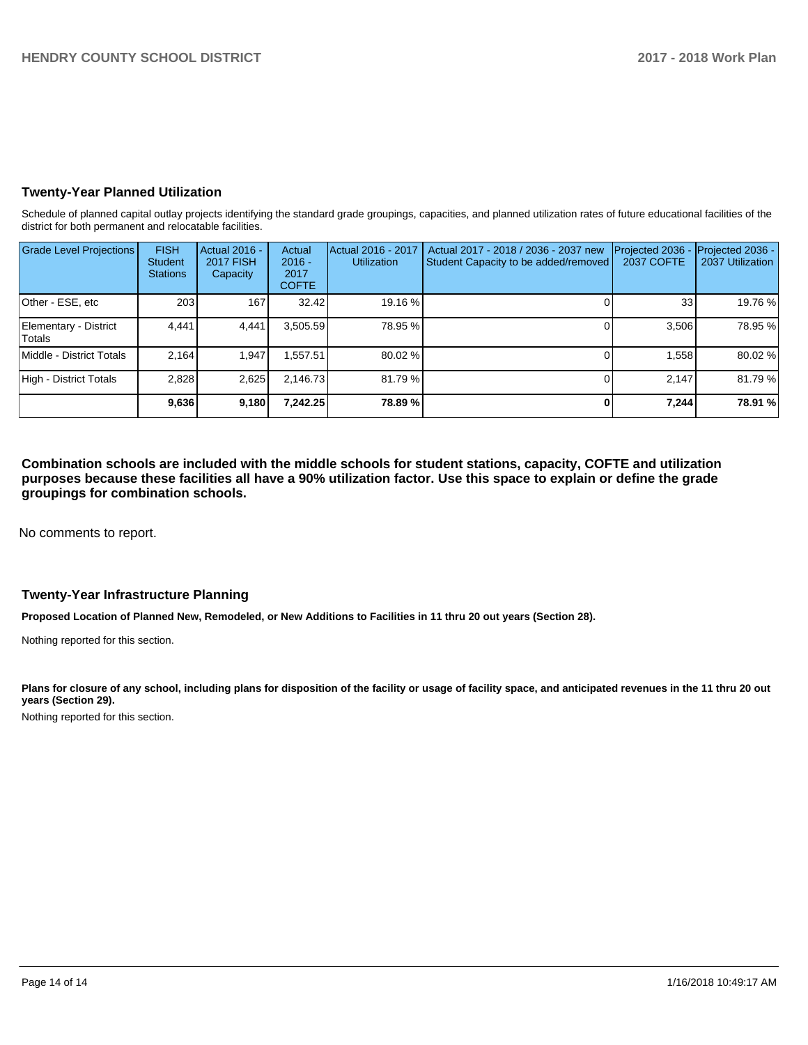## Twenty-Year Planned Utilization

Schedule of planned capital outlay projects identifying the standard grade groupings, capacities, and planned utilization rates of future educational facilities of the district for both permanent and relocatable facilities.

| Grade Level Projections | FISH Student Stations | Actual 2016 - 2017 FISH Capacity | Actual 2016 - 2017 COFTE | Actual 2016 - 2017 Utilization | Actual 2017 - 2018 / 2036 - 2037 new Student Capacity to be added/removed | Projected 2036 - 2037 COFTE | Projected 2036 - 2037 Utilization |
|---|---|---|---|---|---|---|---|
| Other - ESE, etc | 203 | 167 | 32.42 | 19.16 % | 0 | 33 | 19.76 % |
| Elementary - District Totals | 4,441 | 4,441 | 3,505.59 | 78.95 % | 0 | 3,506 | 78.95 % |
| Middle - District Totals | 2,164 | 1,947 | 1,557.51 | 80.02 % | 0 | 1,558 | 80.02 % |
| High - District Totals | 2,828 | 2,625 | 2,146.73 | 81.79 % | 0 | 2,147 | 81.79 % |
| | **9,636** | **9,180** | **7,242.25** | **78.89 %** | **0** | **7,244** | **78.91 %** |

**Combination schools are included with the middle schools for student stations, capacity, COFTE and utilization purposes because these facilities all have a 90% utilization factor. Use this space to explain or define the grade groupings for combination schools.**

No comments to report.

## Twenty-Year Infrastructure Planning

**Proposed Location of Planned New, Remodeled, or New Additions to Facilities in 11 thru 20 out years (Section 28).**

Nothing reported for this section.

**Plans for closure of any school, including plans for disposition of the facility or usage of facility space, and anticipated revenues in the 11 thru 20 out years (Section 29).**

Nothing reported for this section.